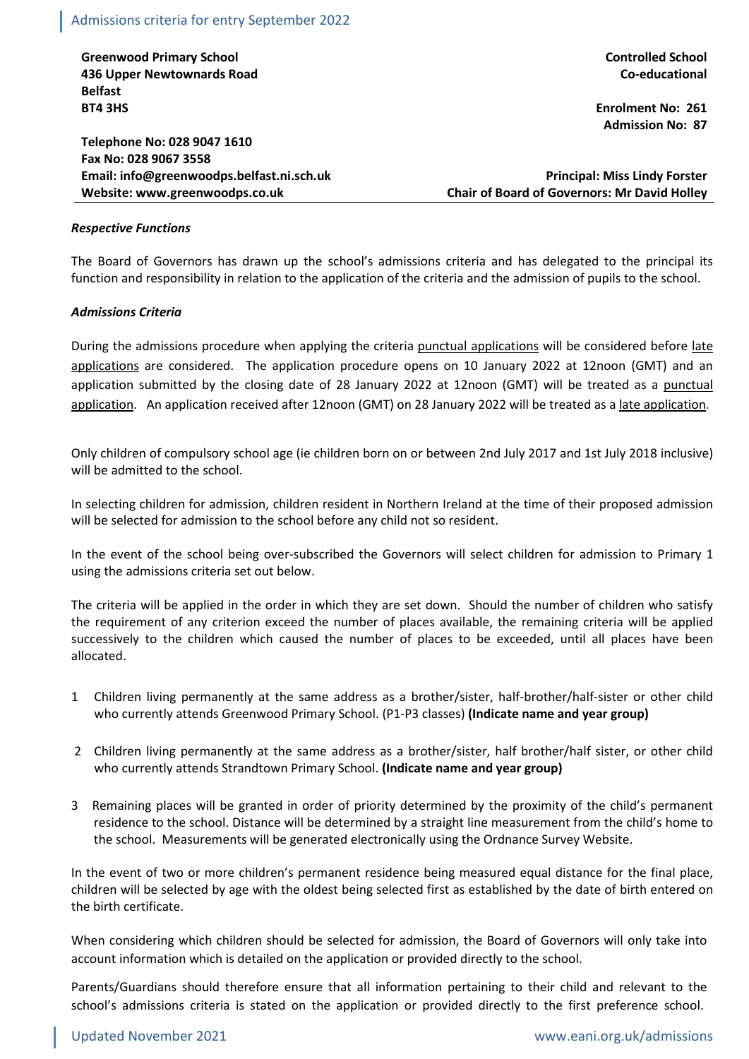Admissions criteria for entry September 2022

**Greenwood Primary School**
**436 Upper Newtownards Road**
**Belfast**
**BT4 3HS**

**Controlled School**
**Co-educational**

**Enrolment No: 261**
**Admission No: 87**

**Telephone No: 028 9047 1610**
**Fax No: 028 9067 3558**
**Email: info@greenwoodps.belfast.ni.sch.uk**
**Website: www.greenwoodps.co.uk**

**Principal: Miss Lindy Forster**
**Chair of Board of Governors: Mr David Holley**

***Respective Functions***

The Board of Governors has drawn up the school's admissions criteria and has delegated to the principal its function and responsibility in relation to the application of the criteria and the admission of pupils to the school.

***Admissions Criteria***

During the admissions procedure when applying the criteria punctual applications will be considered before late applications are considered. The application procedure opens on 10 January 2022 at 12noon (GMT) and an application submitted by the closing date of 28 January 2022 at 12noon (GMT) will be treated as a punctual application. An application received after 12noon (GMT) on 28 January 2022 will be treated as a late application.

Only children of compulsory school age (ie children born on or between 2nd July 2017 and 1st July 2018 inclusive) will be admitted to the school.

In selecting children for admission, children resident in Northern Ireland at the time of their proposed admission will be selected for admission to the school before any child not so resident.

In the event of the school being over-subscribed the Governors will select children for admission to Primary 1 using the admissions criteria set out below.

The criteria will be applied in the order in which they are set down. Should the number of children who satisfy the requirement of any criterion exceed the number of places available, the remaining criteria will be applied successively to the children which caused the number of places to be exceeded, until all places have been allocated.

1. Children living permanently at the same address as a brother/sister, half-brother/half-sister or other child who currently attends Greenwood Primary School. (P1-P3 classes) **(Indicate name and year group)**

2. Children living permanently at the same address as a brother/sister, half brother/half sister, or other child who currently attends Strandtown Primary School. **(Indicate name and year group)**

3. Remaining places will be granted in order of priority determined by the proximity of the child's permanent residence to the school. Distance will be determined by a straight line measurement from the child's home to the school. Measurements will be generated electronically using the Ordnance Survey Website.

In the event of two or more children's permanent residence being measured equal distance for the final place, children will be selected by age with the oldest being selected first as established by the date of birth entered on the birth certificate.

When considering which children should be selected for admission, the Board of Governors will only take into account information which is detailed on the application or provided directly to the school.

Parents/Guardians should therefore ensure that all information pertaining to their child and relevant to the school's admissions criteria is stated on the application or provided directly to the first preference school.

Updated November 2021 www.eani.org.uk/admissions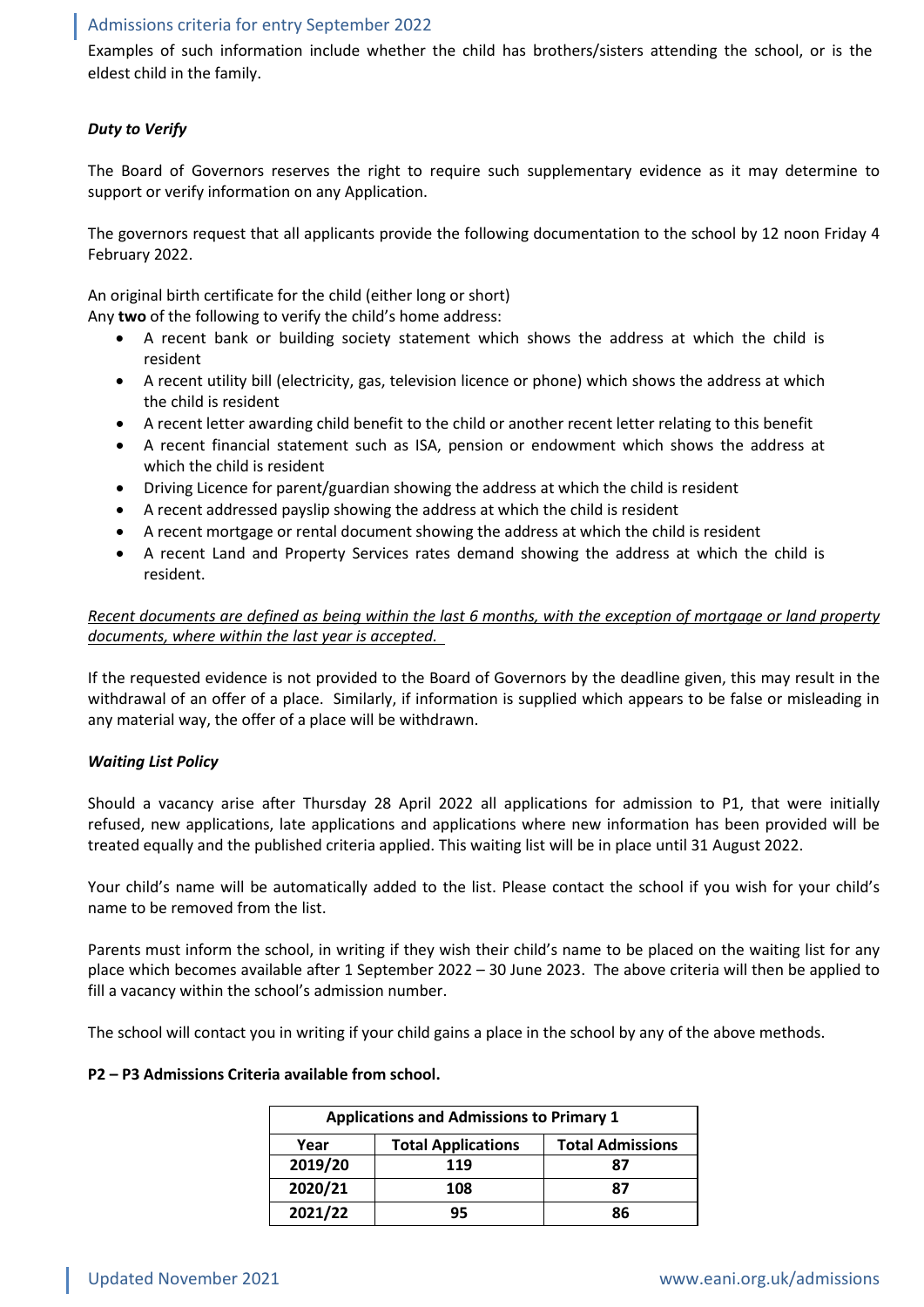Examples of such information include whether the child has brothers/sisters attending the school, or is the eldest child in the family.

***Duty to Verify***

The Board of Governors reserves the right to require such supplementary evidence as it may determine to support or verify information on any Application.

The governors request that all applicants provide the following documentation to the school by 12 noon Friday 4 February 2022.

An original birth certificate for the child (either long or short)
Any **two** of the following to verify the child's home address:

- A recent bank or building society statement which shows the address at which the child is resident
- A recent utility bill (electricity, gas, television licence or phone) which shows the address at which the child is resident
- A recent letter awarding child benefit to the child or another recent letter relating to this benefit
- A recent financial statement such as ISA, pension or endowment which shows the address at which the child is resident
- Driving Licence for parent/guardian showing the address at which the child is resident
- A recent addressed payslip showing the address at which the child is resident
- A recent mortgage or rental document showing the address at which the child is resident
- A recent Land and Property Services rates demand showing the address at which the child is resident.

*Recent documents are defined as being within the last 6 months, with the exception of mortgage or land property documents, where within the last year is accepted.*

If the requested evidence is not provided to the Board of Governors by the deadline given, this may result in the withdrawal of an offer of a place. Similarly, if information is supplied which appears to be false or misleading in any material way, the offer of a place will be withdrawn.

***Waiting List Policy***

Should a vacancy arise after Thursday 28 April 2022 all applications for admission to P1, that were initially refused, new applications, late applications and applications where new information has been provided will be treated equally and the published criteria applied. This waiting list will be in place until 31 August 2022.

Your child's name will be automatically added to the list. Please contact the school if you wish for your child's name to be removed from the list.

Parents must inform the school, in writing if they wish their child's name to be placed on the waiting list for any place which becomes available after 1 September 2022 – 30 June 2023. The above criteria will then be applied to fill a vacancy within the school's admission number.

The school will contact you in writing if your child gains a place in the school by any of the above methods.

**P2 – P3 Admissions Criteria available from school.**

| Applications and Admissions to Primary 1 | | |
|---|---|---|
| **Year** | **Total Applications** | **Total Admissions** |
| **2019/20** | **119** | **87** |
| **2020/21** | **108** | **87** |
| **2021/22** | **95** | **86** |